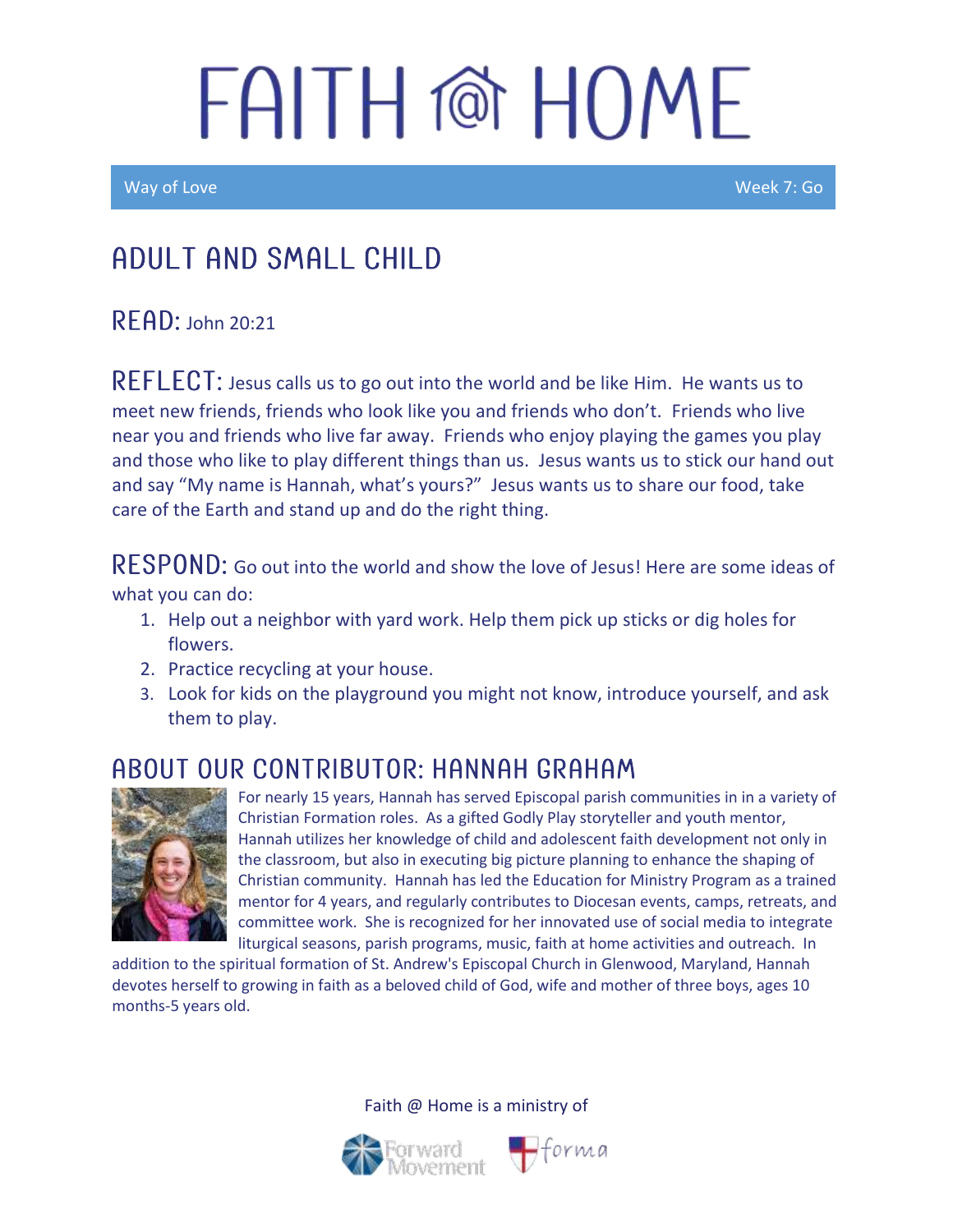# FAITH @ HOME

Way of Love — Week 7: Go

## ADULT AND SMALL CHILD

**READ:** John 20:21

**REFLECT:** Jesus calls us to go out into the world and be like Him. He wants us to meet new friends, friends who look like you and friends who don't. Friends who live near you and friends who live far away. Friends who enjoy playing the games you play and those who like to play different things than us. Jesus wants us to stick our hand out and say "My name is Hannah, what's yours?" Jesus wants us to share our food, take care of the Earth and stand up and do the right thing.

**RESPOND:** Go out into the world and show the love of Jesus! Here are some ideas of what you can do:

1. Help out a neighbor with yard work. Help them pick up sticks or dig holes for flowers.
2. Practice recycling at your house.
3. Look for kids on the playground you might not know, introduce yourself, and ask them to play.

## ABOUT OUR CONTRIBUTOR: HANNAH GRAHAM

For nearly 15 years, Hannah has served Episcopal parish communities in in a variety of Christian Formation roles. As a gifted Godly Play storyteller and youth mentor, Hannah utilizes her knowledge of child and adolescent faith development not only in the classroom, but also in executing big picture planning to enhance the shaping of Christian community. Hannah has led the Education for Ministry Program as a trained mentor for 4 years, and regularly contributes to Diocesan events, camps, retreats, and committee work. She is recognized for her innovated use of social media to integrate liturgical seasons, parish programs, music, faith at home activities and outreach. In addition to the spiritual formation of St. Andrew's Episcopal Church in Glenwood, Maryland, Hannah devotes herself to growing in faith as a beloved child of God, wife and mother of three boys, ages 10 months-5 years old.

Faith @ Home is a ministry of Forward Movement and forma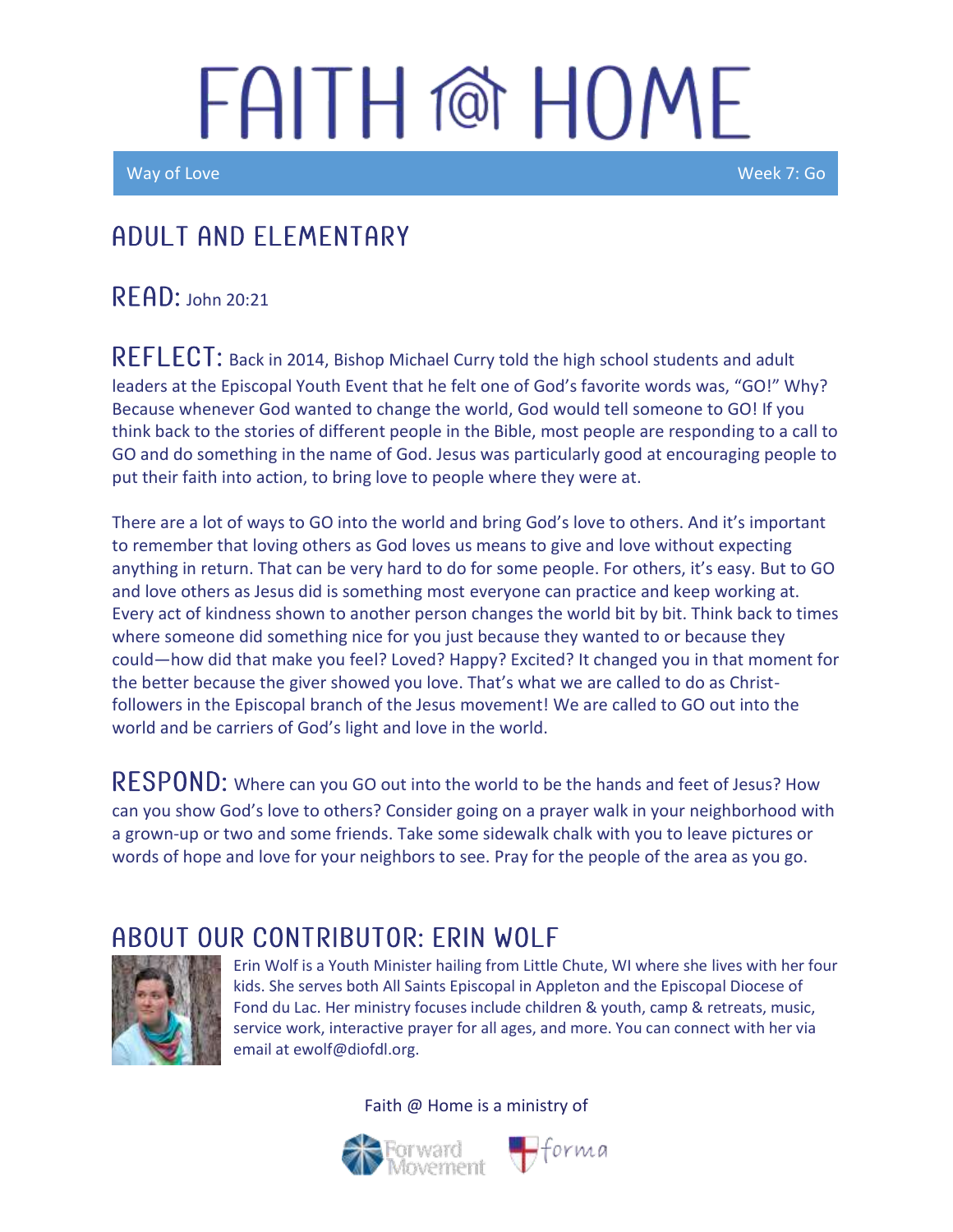# FAITH @ HOME

Way of Love — Week 7: Go

## ADULT AND ELEMENTARY

**READ:** John 20:21

**REFLECT:** Back in 2014, Bishop Michael Curry told the high school students and adult leaders at the Episcopal Youth Event that he felt one of God's favorite words was, "GO!" Why? Because whenever God wanted to change the world, God would tell someone to GO! If you think back to the stories of different people in the Bible, most people are responding to a call to GO and do something in the name of God. Jesus was particularly good at encouraging people to put their faith into action, to bring love to people where they were at.

There are a lot of ways to GO into the world and bring God's love to others. And it's important to remember that loving others as God loves us means to give and love without expecting anything in return. That can be very hard to do for some people. For others, it's easy. But to GO and love others as Jesus did is something most everyone can practice and keep working at. Every act of kindness shown to another person changes the world bit by bit. Think back to times where someone did something nice for you just because they wanted to or because they could—how did that make you feel? Loved? Happy? Excited? It changed you in that moment for the better because the giver showed you love. That's what we are called to do as Christ-followers in the Episcopal branch of the Jesus movement! We are called to GO out into the world and be carriers of God's light and love in the world.

**RESPOND:** Where can you GO out into the world to be the hands and feet of Jesus? How can you show God's love to others? Consider going on a prayer walk in your neighborhood with a grown-up or two and some friends. Take some sidewalk chalk with you to leave pictures or words of hope and love for your neighbors to see. Pray for the people of the area as you go.

## ABOUT OUR CONTRIBUTOR: ERIN WOLF

Erin Wolf is a Youth Minister hailing from Little Chute, WI where she lives with her four kids. She serves both All Saints Episcopal in Appleton and the Episcopal Diocese of Fond du Lac. Her ministry focuses include children & youth, camp & retreats, music, service work, interactive prayer for all ages, and more. You can connect with her via email at ewolf@diofdl.org.

Faith @ Home is a ministry of Forward Movement and forma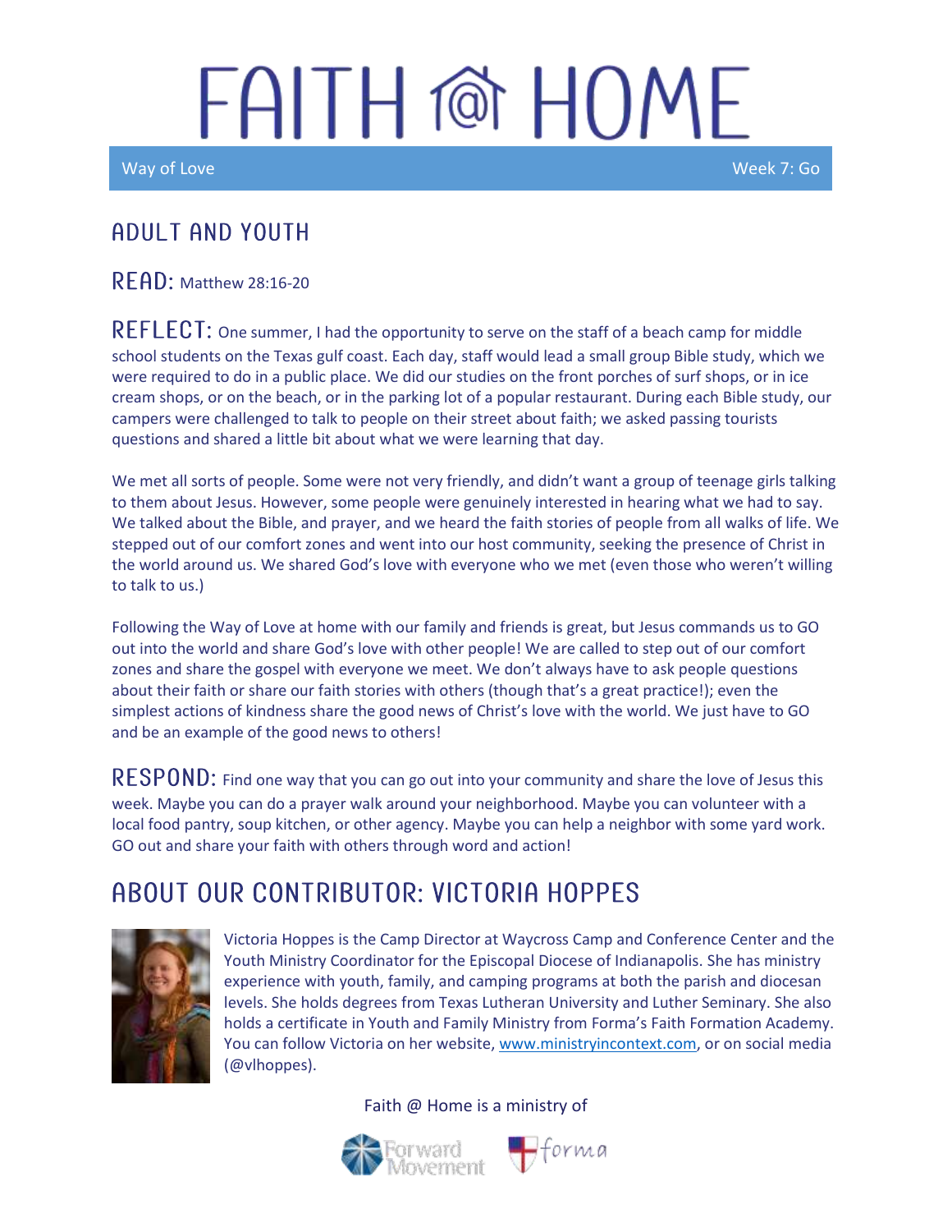# FAITH @ HOME

Way of Love — Week 7: Go

## ADULT AND YOUTH

**READ:** Matthew 28:16-20

**REFLECT:** One summer, I had the opportunity to serve on the staff of a beach camp for middle school students on the Texas gulf coast. Each day, staff would lead a small group Bible study, which we were required to do in a public place. We did our studies on the front porches of surf shops, or in ice cream shops, or on the beach, or in the parking lot of a popular restaurant. During each Bible study, our campers were challenged to talk to people on their street about faith; we asked passing tourists questions and shared a little bit about what we were learning that day.

We met all sorts of people. Some were not very friendly, and didn't want a group of teenage girls talking to them about Jesus. However, some people were genuinely interested in hearing what we had to say. We talked about the Bible, and prayer, and we heard the faith stories of people from all walks of life. We stepped out of our comfort zones and went into our host community, seeking the presence of Christ in the world around us. We shared God's love with everyone who we met (even those who weren't willing to talk to us.)

Following the Way of Love at home with our family and friends is great, but Jesus commands us to GO out into the world and share God's love with other people! We are called to step out of our comfort zones and share the gospel with everyone we meet. We don't always have to ask people questions about their faith or share our faith stories with others (though that's a great practice!); even the simplest actions of kindness share the good news of Christ's love with the world. We just have to GO and be an example of the good news to others!

**RESPOND:** Find one way that you can go out into your community and share the love of Jesus this week. Maybe you can do a prayer walk around your neighborhood. Maybe you can volunteer with a local food pantry, soup kitchen, or other agency. Maybe you can help a neighbor with some yard work. GO out and share your faith with others through word and action!

## ABOUT OUR CONTRIBUTOR: VICTORIA HOPPES

Victoria Hoppes is the Camp Director at Waycross Camp and Conference Center and the Youth Ministry Coordinator for the Episcopal Diocese of Indianapolis. She has ministry experience with youth, family, and camping programs at both the parish and diocesan levels. She holds degrees from Texas Lutheran University and Luther Seminary. She also holds a certificate in Youth and Family Ministry from Forma's Faith Formation Academy. You can follow Victoria on her website, www.ministryincontext.com, or on social media (@vlhoppes).

Faith @ Home is a ministry of Forward Movement and forma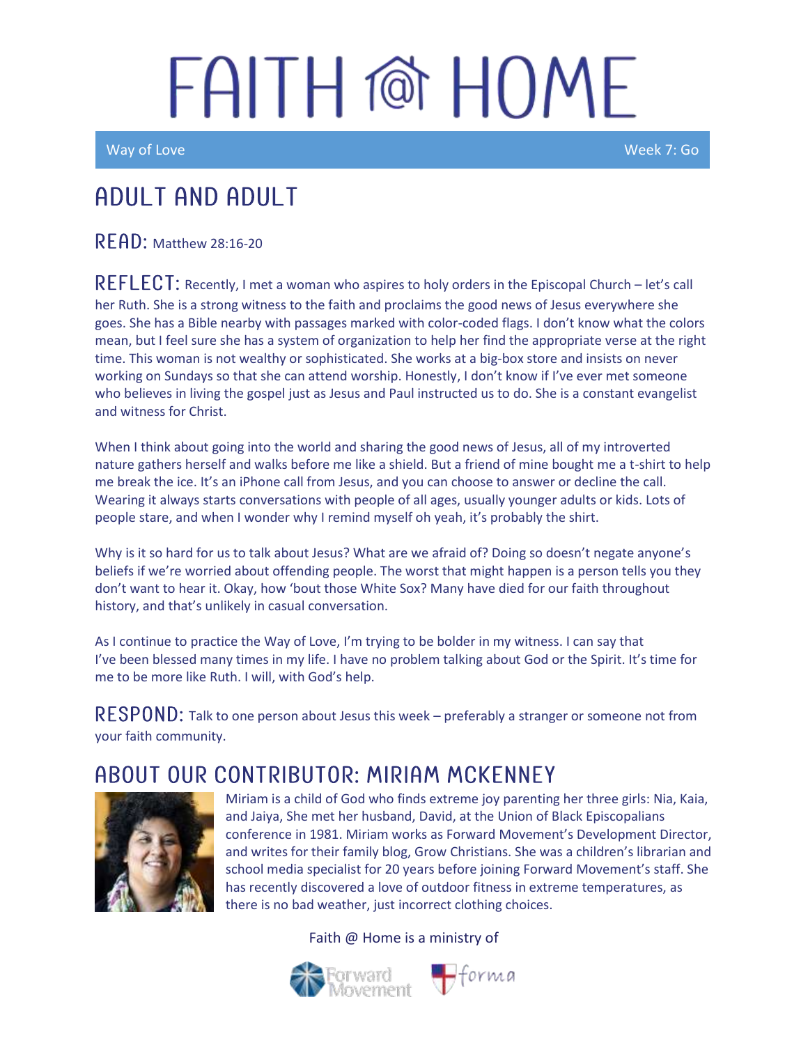# FAITH @ HOME

Way of Love — Week 7: Go

## ADULT AND ADULT

**READ:** Matthew 28:16-20

**REFLECT:** Recently, I met a woman who aspires to holy orders in the Episcopal Church – let's call her Ruth. She is a strong witness to the faith and proclaims the good news of Jesus everywhere she goes. She has a Bible nearby with passages marked with color-coded flags. I don't know what the colors mean, but I feel sure she has a system of organization to help her find the appropriate verse at the right time. This woman is not wealthy or sophisticated. She works at a big-box store and insists on never working on Sundays so that she can attend worship. Honestly, I don't know if I've ever met someone who believes in living the gospel just as Jesus and Paul instructed us to do. She is a constant evangelist and witness for Christ.

When I think about going into the world and sharing the good news of Jesus, all of my introverted nature gathers herself and walks before me like a shield. But a friend of mine bought me a t-shirt to help me break the ice. It's an iPhone call from Jesus, and you can choose to answer or decline the call. Wearing it always starts conversations with people of all ages, usually younger adults or kids. Lots of people stare, and when I wonder why I remind myself oh yeah, it's probably the shirt.

Why is it so hard for us to talk about Jesus? What are we afraid of? Doing so doesn't negate anyone's beliefs if we're worried about offending people. The worst that might happen is a person tells you they don't want to hear it. Okay, how 'bout those White Sox? Many have died for our faith throughout history, and that's unlikely in casual conversation.

As I continue to practice the Way of Love, I'm trying to be bolder in my witness. I can say that I've been blessed many times in my life. I have no problem talking about God or the Spirit. It's time for me to be more like Ruth. I will, with God's help.

**RESPOND:** Talk to one person about Jesus this week – preferably a stranger or someone not from your faith community.

## ABOUT OUR CONTRIBUTOR: MIRIAM MCKENNEY

Miriam is a child of God who finds extreme joy parenting her three girls: Nia, Kaia, and Jaiya, She met her husband, David, at the Union of Black Episcopalians conference in 1981. Miriam works as Forward Movement's Development Director, and writes for their family blog, Grow Christians. She was a children's librarian and school media specialist for 20 years before joining Forward Movement's staff. She has recently discovered a love of outdoor fitness in extreme temperatures, as there is no bad weather, just incorrect clothing choices.

Faith @ Home is a ministry of

Forward Movement forma